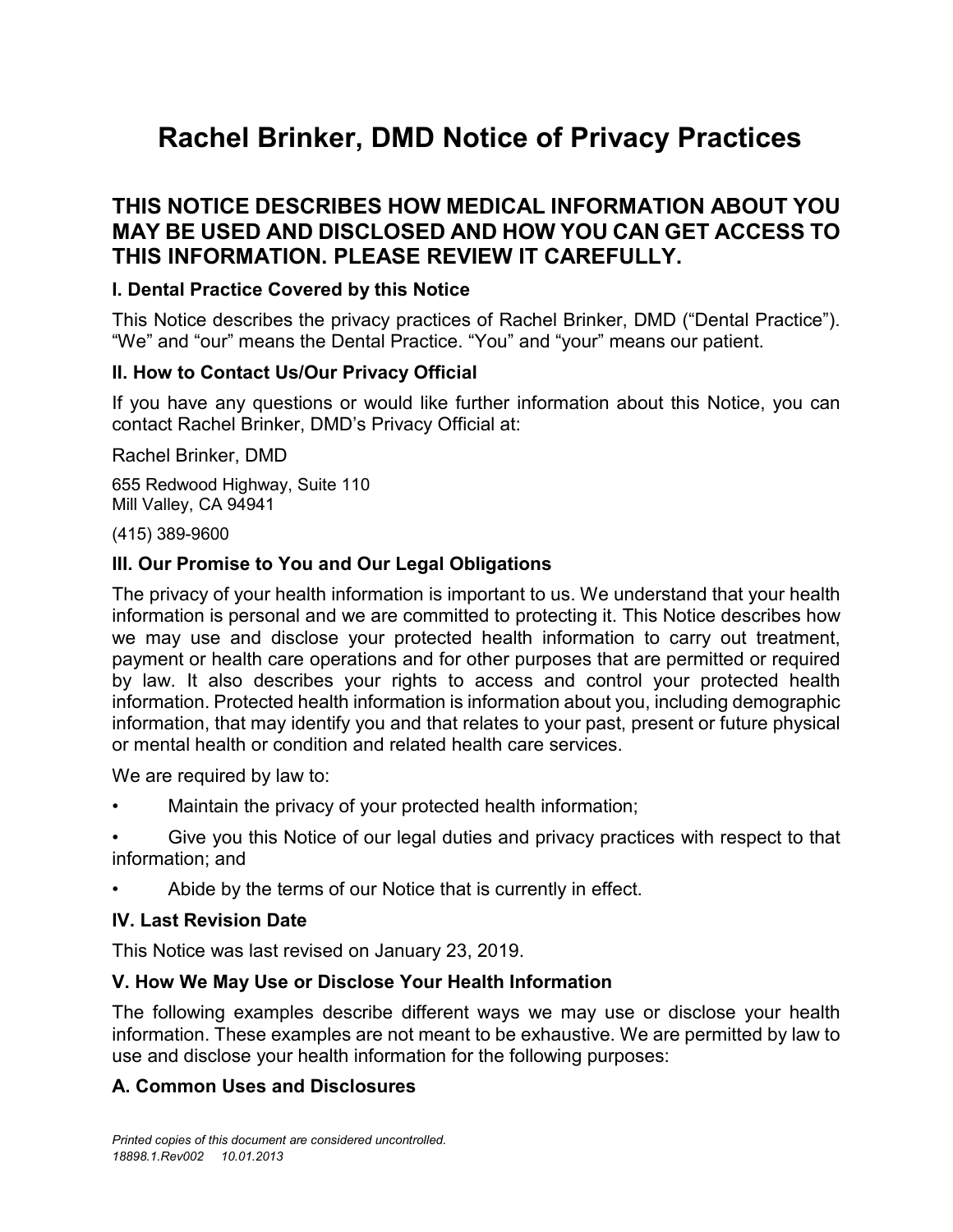# Rachel Brinker, DMD Notice of Privacy Practices

## THIS NOTICE DESCRIBES HOW MEDICAL INFORMATION ABOUT YOU MAY BE USED AND DISCLOSED AND HOW YOU CAN GET ACCESS TO THIS INFORMATION. PLEASE REVIEW IT CAREFULLY.

### I. Dental Practice Covered by this Notice

This Notice describes the privacy practices of Rachel Brinker, DMD ("Dental Practice"). "We" and "our" means the Dental Practice. "You" and "your" means our patient.

### II. How to Contact Us/Our Privacy Official

If you have any questions or would like further information about this Notice, you can contact Rachel Brinker, DMD's Privacy Official at:

Rachel Brinker, DMD

655 Redwood Highway, Suite 110
Mill Valley, CA 94941

(415) 389-9600

### III. Our Promise to You and Our Legal Obligations

The privacy of your health information is important to us. We understand that your health information is personal and we are committed to protecting it. This Notice describes how we may use and disclose your protected health information to carry out treatment, payment or health care operations and for other purposes that are permitted or required by law. It also describes your rights to access and control your protected health information. Protected health information is information about you, including demographic information, that may identify you and that relates to your past, present or future physical or mental health or condition and related health care services.

We are required by law to:

- Maintain the privacy of your protected health information;
- Give you this Notice of our legal duties and privacy practices with respect to that information; and
- Abide by the terms of our Notice that is currently in effect.

### IV. Last Revision Date

This Notice was last revised on January 23, 2019.

### V. How We May Use or Disclose Your Health Information

The following examples describe different ways we may use or disclose your health information. These examples are not meant to be exhaustive. We are permitted by law to use and disclose your health information for the following purposes:

### A. Common Uses and Disclosures

*Printed copies of this document are considered uncontrolled.*
*18898.1.Rev002 10.01.2013*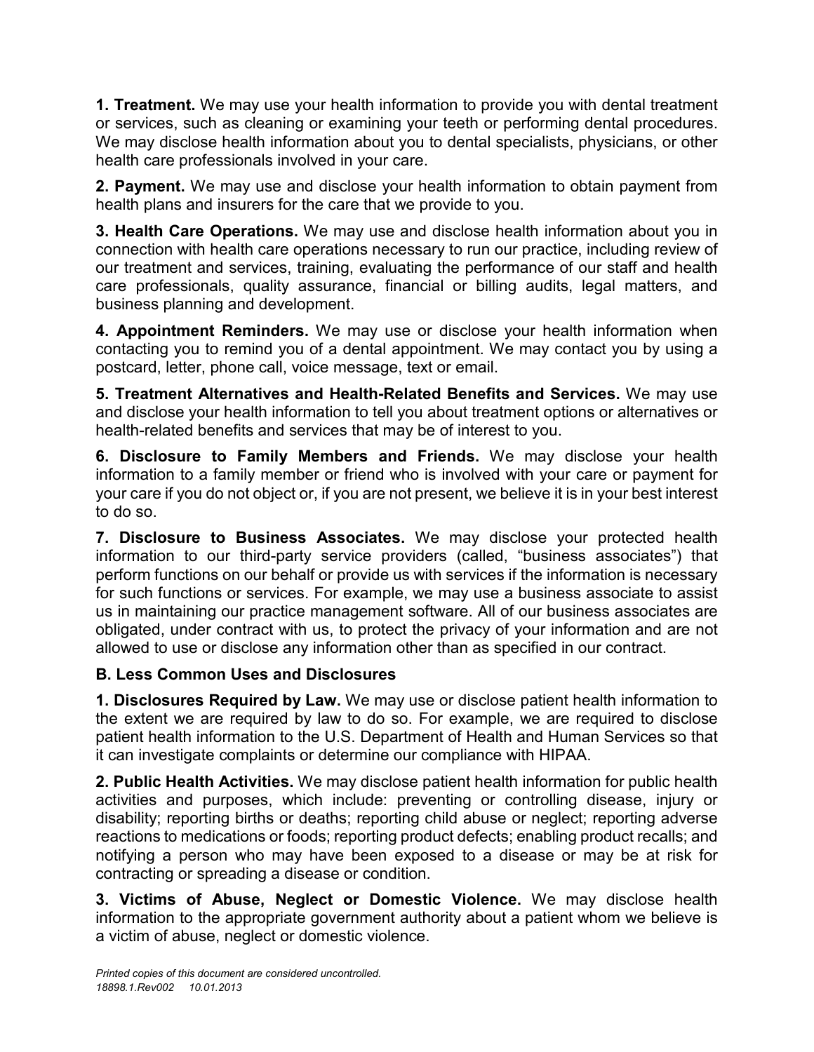**1. Treatment.** We may use your health information to provide you with dental treatment or services, such as cleaning or examining your teeth or performing dental procedures. We may disclose health information about you to dental specialists, physicians, or other health care professionals involved in your care.

**2. Payment.** We may use and disclose your health information to obtain payment from health plans and insurers for the care that we provide to you.

**3. Health Care Operations.** We may use and disclose health information about you in connection with health care operations necessary to run our practice, including review of our treatment and services, training, evaluating the performance of our staff and health care professionals, quality assurance, financial or billing audits, legal matters, and business planning and development.

**4. Appointment Reminders.** We may use or disclose your health information when contacting you to remind you of a dental appointment. We may contact you by using a postcard, letter, phone call, voice message, text or email.

**5. Treatment Alternatives and Health-Related Benefits and Services.** We may use and disclose your health information to tell you about treatment options or alternatives or health-related benefits and services that may be of interest to you.

**6. Disclosure to Family Members and Friends.** We may disclose your health information to a family member or friend who is involved with your care or payment for your care if you do not object or, if you are not present, we believe it is in your best interest to do so.

**7. Disclosure to Business Associates.** We may disclose your protected health information to our third-party service providers (called, "business associates") that perform functions on our behalf or provide us with services if the information is necessary for such functions or services. For example, we may use a business associate to assist us in maintaining our practice management software. All of our business associates are obligated, under contract with us, to protect the privacy of your information and are not allowed to use or disclose any information other than as specified in our contract.

### B. Less Common Uses and Disclosures

**1. Disclosures Required by Law.** We may use or disclose patient health information to the extent we are required by law to do so. For example, we are required to disclose patient health information to the U.S. Department of Health and Human Services so that it can investigate complaints or determine our compliance with HIPAA.

**2. Public Health Activities.** We may disclose patient health information for public health activities and purposes, which include: preventing or controlling disease, injury or disability; reporting births or deaths; reporting child abuse or neglect; reporting adverse reactions to medications or foods; reporting product defects; enabling product recalls; and notifying a person who may have been exposed to a disease or may be at risk for contracting or spreading a disease or condition.

**3. Victims of Abuse, Neglect or Domestic Violence.** We may disclose health information to the appropriate government authority about a patient whom we believe is a victim of abuse, neglect or domestic violence.

*Printed copies of this document are considered uncontrolled.*
*18898.1.Rev002 10.01.2013*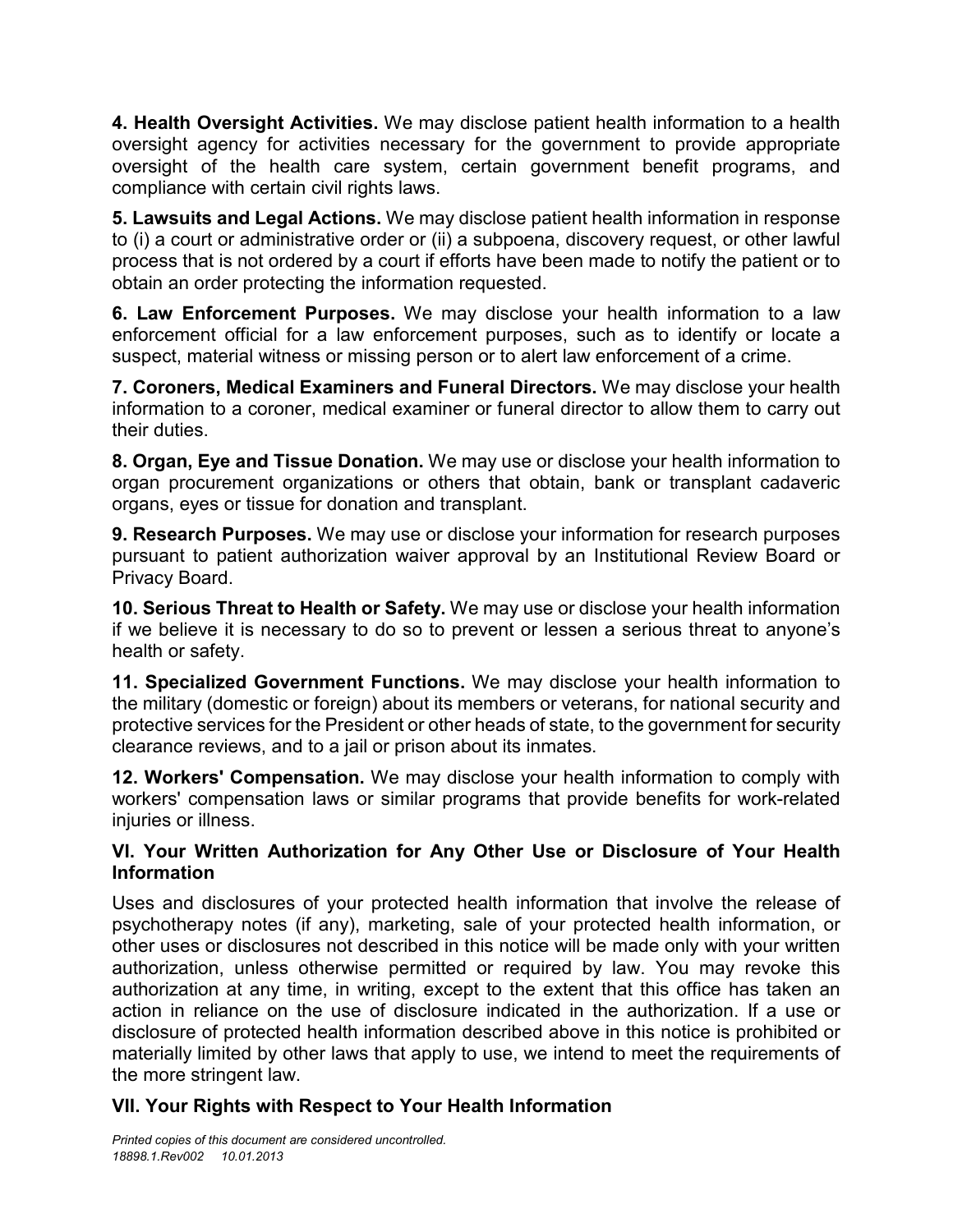**4. Health Oversight Activities.** We may disclose patient health information to a health oversight agency for activities necessary for the government to provide appropriate oversight of the health care system, certain government benefit programs, and compliance with certain civil rights laws.

**5. Lawsuits and Legal Actions.** We may disclose patient health information in response to (i) a court or administrative order or (ii) a subpoena, discovery request, or other lawful process that is not ordered by a court if efforts have been made to notify the patient or to obtain an order protecting the information requested.

**6. Law Enforcement Purposes.** We may disclose your health information to a law enforcement official for a law enforcement purposes, such as to identify or locate a suspect, material witness or missing person or to alert law enforcement of a crime.

**7. Coroners, Medical Examiners and Funeral Directors.** We may disclose your health information to a coroner, medical examiner or funeral director to allow them to carry out their duties.

**8. Organ, Eye and Tissue Donation.** We may use or disclose your health information to organ procurement organizations or others that obtain, bank or transplant cadaveric organs, eyes or tissue for donation and transplant.

**9. Research Purposes.** We may use or disclose your information for research purposes pursuant to patient authorization waiver approval by an Institutional Review Board or Privacy Board.

**10. Serious Threat to Health or Safety.** We may use or disclose your health information if we believe it is necessary to do so to prevent or lessen a serious threat to anyone's health or safety.

**11. Specialized Government Functions.** We may disclose your health information to the military (domestic or foreign) about its members or veterans, for national security and protective services for the President or other heads of state, to the government for security clearance reviews, and to a jail or prison about its inmates.

**12. Workers' Compensation.** We may disclose your health information to comply with workers' compensation laws or similar programs that provide benefits for work-related injuries or illness.

### VI. Your Written Authorization for Any Other Use or Disclosure of Your Health Information

Uses and disclosures of your protected health information that involve the release of psychotherapy notes (if any), marketing, sale of your protected health information, or other uses or disclosures not described in this notice will be made only with your written authorization, unless otherwise permitted or required by law. You may revoke this authorization at any time, in writing, except to the extent that this office has taken an action in reliance on the use of disclosure indicated in the authorization. If a use or disclosure of protected health information described above in this notice is prohibited or materially limited by other laws that apply to use, we intend to meet the requirements of the more stringent law.

### VII. Your Rights with Respect to Your Health Information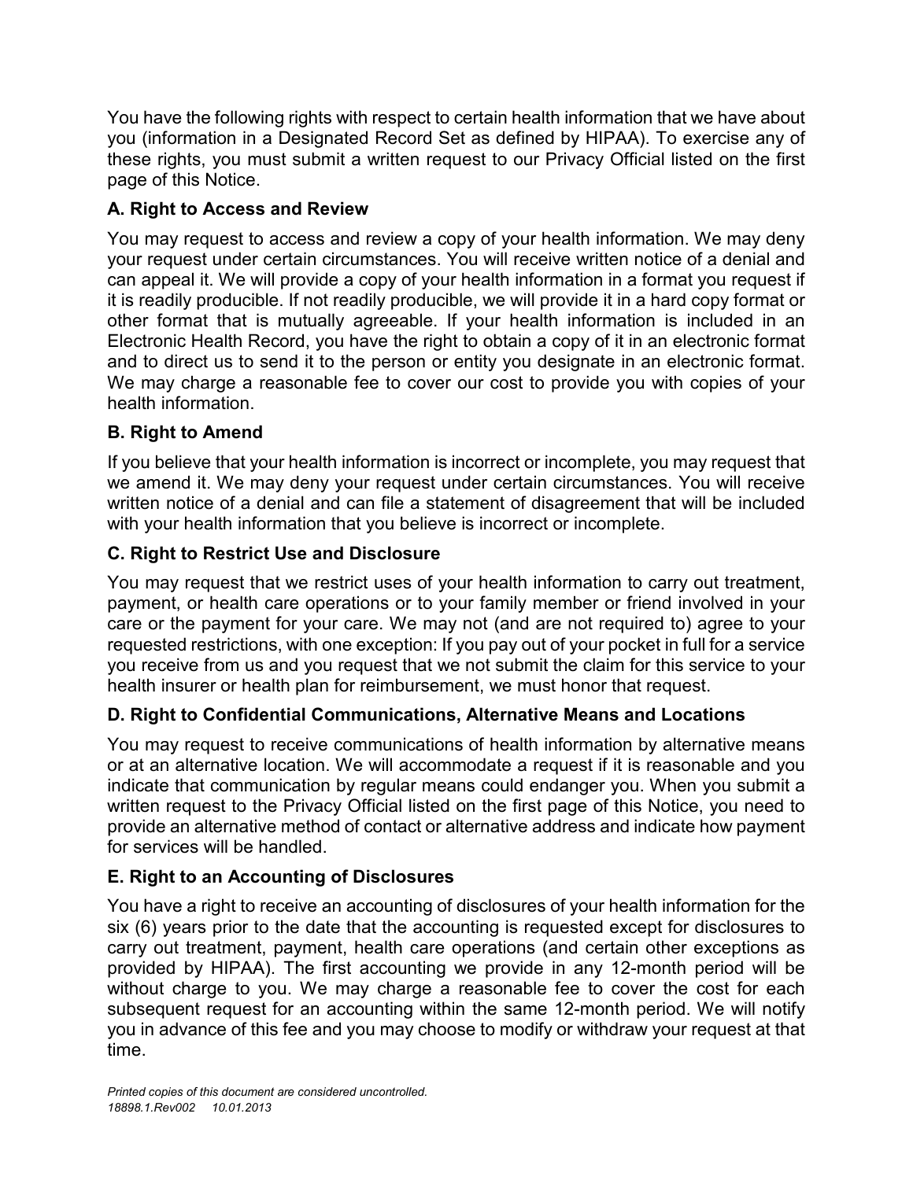You have the following rights with respect to certain health information that we have about you (information in a Designated Record Set as defined by HIPAA). To exercise any of these rights, you must submit a written request to our Privacy Official listed on the first page of this Notice.

### A. Right to Access and Review

You may request to access and review a copy of your health information. We may deny your request under certain circumstances. You will receive written notice of a denial and can appeal it. We will provide a copy of your health information in a format you request if it is readily producible. If not readily producible, we will provide it in a hard copy format or other format that is mutually agreeable. If your health information is included in an Electronic Health Record, you have the right to obtain a copy of it in an electronic format and to direct us to send it to the person or entity you designate in an electronic format. We may charge a reasonable fee to cover our cost to provide you with copies of your health information.

### B. Right to Amend

If you believe that your health information is incorrect or incomplete, you may request that we amend it. We may deny your request under certain circumstances. You will receive written notice of a denial and can file a statement of disagreement that will be included with your health information that you believe is incorrect or incomplete.

### C. Right to Restrict Use and Disclosure

You may request that we restrict uses of your health information to carry out treatment, payment, or health care operations or to your family member or friend involved in your care or the payment for your care. We may not (and are not required to) agree to your requested restrictions, with one exception: If you pay out of your pocket in full for a service you receive from us and you request that we not submit the claim for this service to your health insurer or health plan for reimbursement, we must honor that request.

### D. Right to Confidential Communications, Alternative Means and Locations

You may request to receive communications of health information by alternative means or at an alternative location. We will accommodate a request if it is reasonable and you indicate that communication by regular means could endanger you. When you submit a written request to the Privacy Official listed on the first page of this Notice, you need to provide an alternative method of contact or alternative address and indicate how payment for services will be handled.

### E. Right to an Accounting of Disclosures

You have a right to receive an accounting of disclosures of your health information for the six (6) years prior to the date that the accounting is requested except for disclosures to carry out treatment, payment, health care operations (and certain other exceptions as provided by HIPAA). The first accounting we provide in any 12-month period will be without charge to you. We may charge a reasonable fee to cover the cost for each subsequent request for an accounting within the same 12-month period. We will notify you in advance of this fee and you may choose to modify or withdraw your request at that time.

*Printed copies of this document are considered uncontrolled.*
*18898.1.Rev002 10.01.2013*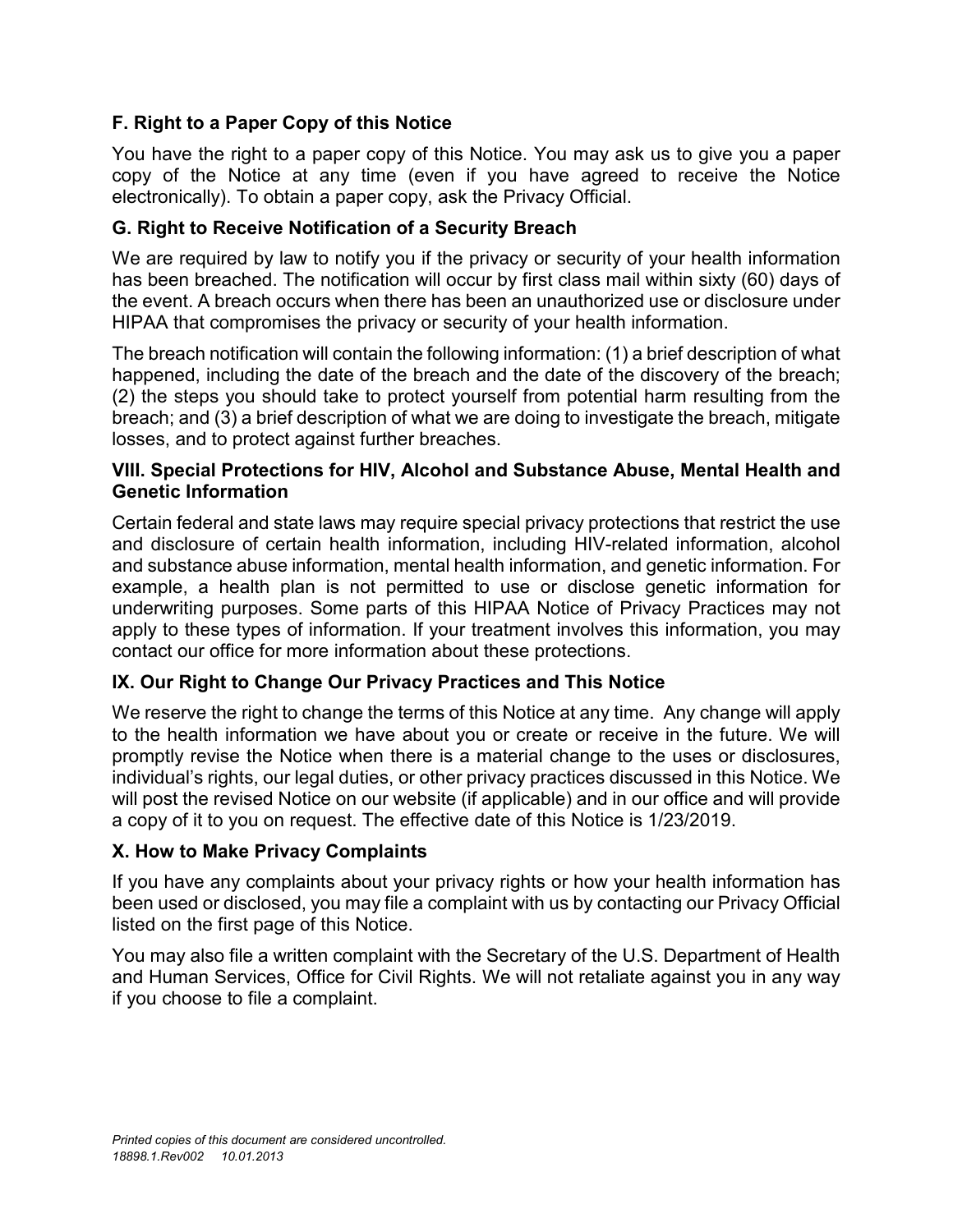### F. Right to a Paper Copy of this Notice

You have the right to a paper copy of this Notice. You may ask us to give you a paper copy of the Notice at any time (even if you have agreed to receive the Notice electronically). To obtain a paper copy, ask the Privacy Official.

### G. Right to Receive Notification of a Security Breach

We are required by law to notify you if the privacy or security of your health information has been breached. The notification will occur by first class mail within sixty (60) days of the event. A breach occurs when there has been an unauthorized use or disclosure under HIPAA that compromises the privacy or security of your health information.

The breach notification will contain the following information: (1) a brief description of what happened, including the date of the breach and the date of the discovery of the breach; (2) the steps you should take to protect yourself from potential harm resulting from the breach; and (3) a brief description of what we are doing to investigate the breach, mitigate losses, and to protect against further breaches.

## VIII. Special Protections for HIV, Alcohol and Substance Abuse, Mental Health and Genetic Information

Certain federal and state laws may require special privacy protections that restrict the use and disclosure of certain health information, including HIV-related information, alcohol and substance abuse information, mental health information, and genetic information. For example, a health plan is not permitted to use or disclose genetic information for underwriting purposes. Some parts of this HIPAA Notice of Privacy Practices may not apply to these types of information. If your treatment involves this information, you may contact our office for more information about these protections.

## IX. Our Right to Change Our Privacy Practices and This Notice

We reserve the right to change the terms of this Notice at any time. Any change will apply to the health information we have about you or create or receive in the future. We will promptly revise the Notice when there is a material change to the uses or disclosures, individual's rights, our legal duties, or other privacy practices discussed in this Notice. We will post the revised Notice on our website (if applicable) and in our office and will provide a copy of it to you on request. The effective date of this Notice is 1/23/2019.

## X. How to Make Privacy Complaints

If you have any complaints about your privacy rights or how your health information has been used or disclosed, you may file a complaint with us by contacting our Privacy Official listed on the first page of this Notice.

You may also file a written complaint with the Secretary of the U.S. Department of Health and Human Services, Office for Civil Rights. We will not retaliate against you in any way if you choose to file a complaint.

*Printed copies of this document are considered uncontrolled.*
*18898.1.Rev002 10.01.2013*